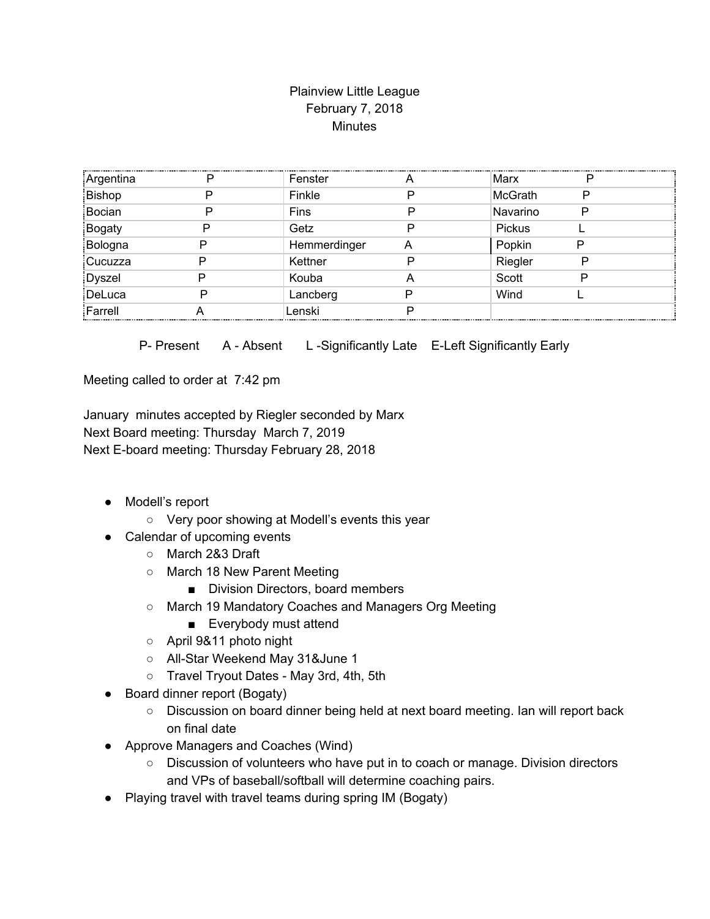Plainview Little League
February 7, 2018
Minutes

| | | | | | |
|---|---|---|---|---|---|
| Argentina | P | Fenster | A | Marx | P |
| Bishop | P | Finkle | P | McGrath | P |
| Bocian | P | Fins | P | Navarino | P |
| Bogaty | P | Getz | P | Pickus | L |
| Bologna | P | Hemmerdinger | A | Popkin | P |
| Cucuzza | P | Kettner | P | Riegler | P |
| Dyszel | P | Kouba | A | Scott | P |
| DeLuca | P | Lancberg | P | Wind | L |
| Farrell | A | Lenski | P | | |

P- Present A - Absent L -Significantly Late E-Left Significantly Early

Meeting called to order at 7:42 pm

January minutes accepted by Riegler seconded by Marx
Next Board meeting: Thursday March 7, 2019
Next E-board meeting: Thursday February 28, 2018

- Modell's report
  - Very poor showing at Modell's events this year
- Calendar of upcoming events
  - March 2&3 Draft
  - March 18 New Parent Meeting
    - Division Directors, board members
  - March 19 Mandatory Coaches and Managers Org Meeting
    - Everybody must attend
  - April 9&11 photo night
  - All-Star Weekend May 31&June 1
  - Travel Tryout Dates - May 3rd, 4th, 5th
- Board dinner report (Bogaty)
  - Discussion on board dinner being held at next board meeting. Ian will report back on final date
- Approve Managers and Coaches (Wind)
  - Discussion of volunteers who have put in to coach or manage. Division directors and VPs of baseball/softball will determine coaching pairs.
- Playing travel with travel teams during spring IM (Bogaty)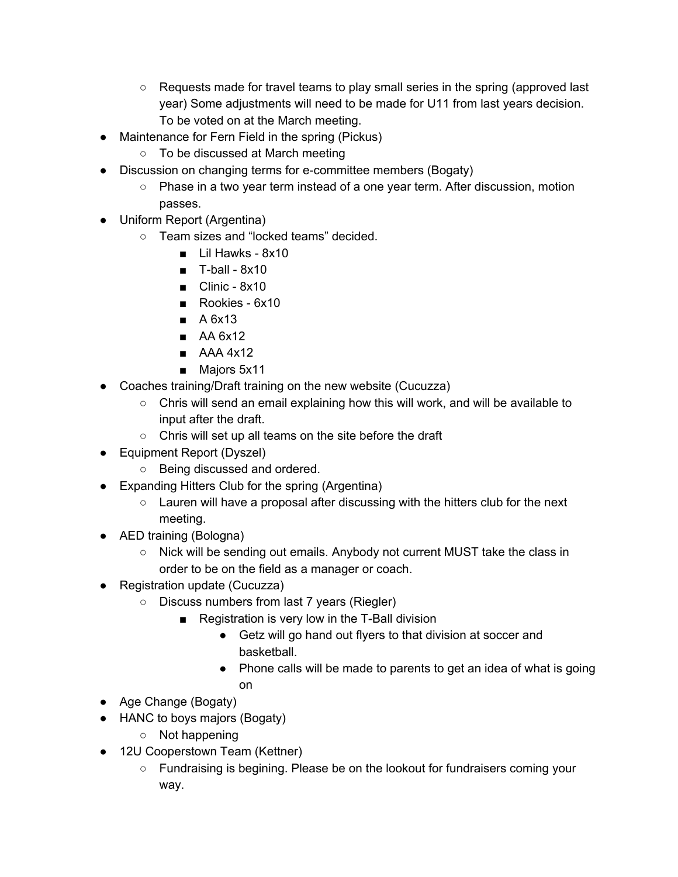- Requests made for travel teams to play small series in the spring (approved last year) Some adjustments will need to be made for U11 from last years decision. To be voted on at the March meeting.
- Maintenance for Fern Field in the spring (Pickus)
    - To be discussed at March meeting
- Discussion on changing terms for e-committee members (Bogaty)
    - Phase in a two year term instead of a one year term. After discussion, motion passes.
- Uniform Report (Argentina)
    - Team sizes and "locked teams" decided.
        - Lil Hawks - 8x10
        - T-ball - 8x10
        - Clinic - 8x10
        - Rookies - 6x10
        - A 6x13
        - AA 6x12
        - AAA 4x12
        - Majors 5x11
- Coaches training/Draft training on the new website (Cucuzza)
    - Chris will send an email explaining how this will work, and will be available to input after the draft.
    - Chris will set up all teams on the site before the draft
- Equipment Report (Dyszel)
    - Being discussed and ordered.
- Expanding Hitters Club for the spring (Argentina)
    - Lauren will have a proposal after discussing with the hitters club for the next meeting.
- AED training (Bologna)
    - Nick will be sending out emails. Anybody not current MUST take the class in order to be on the field as a manager or coach.
- Registration update (Cucuzza)
    - Discuss numbers from last 7 years (Riegler)
        - Registration is very low in the T-Ball division
            - Getz will go hand out flyers to that division at soccer and basketball.
            - Phone calls will be made to parents to get an idea of what is going on
- Age Change (Bogaty)
- HANC to boys majors (Bogaty)
    - Not happening
- 12U Cooperstown Team (Kettner)
    - Fundraising is begining. Please be on the lookout for fundraisers coming your way.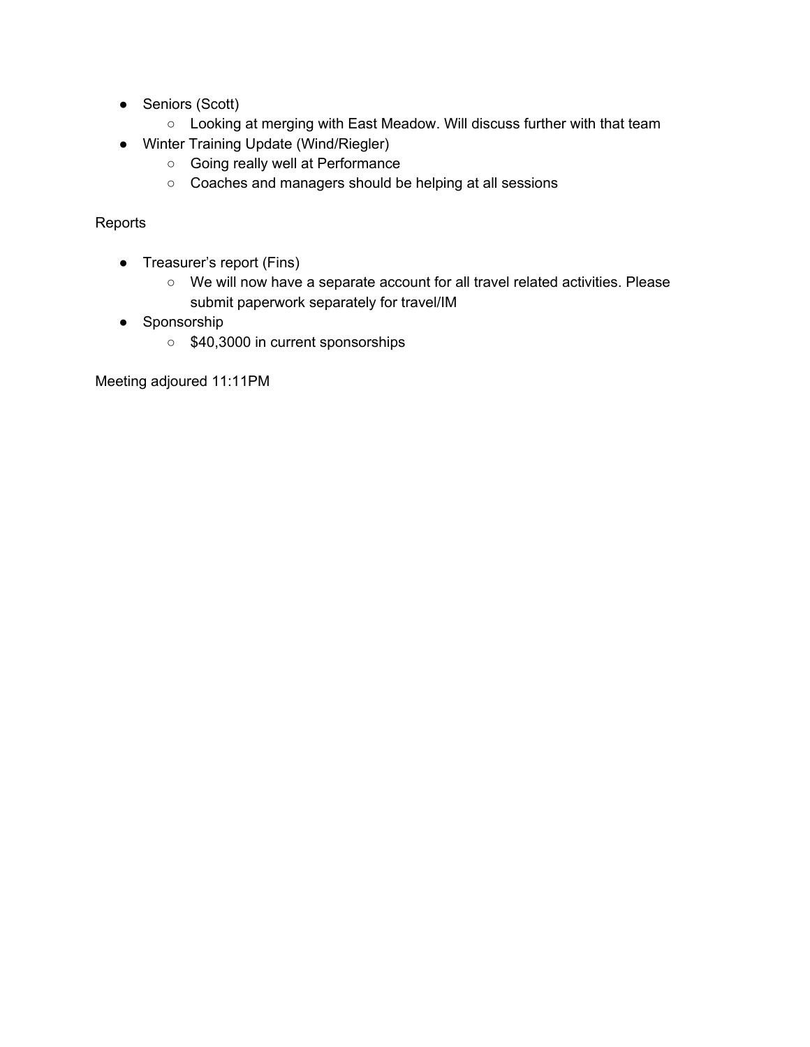- Seniors (Scott)
  - Looking at merging with East Meadow. Will discuss further with that team
- Winter Training Update (Wind/Riegler)
  - Going really well at Performance
  - Coaches and managers should be helping at all sessions

Reports

- Treasurer's report (Fins)
  - We will now have a separate account for all travel related activities. Please submit paperwork separately for travel/IM
- Sponsorship
  - $40,3000 in current sponsorships

Meeting adjoured 11:11PM